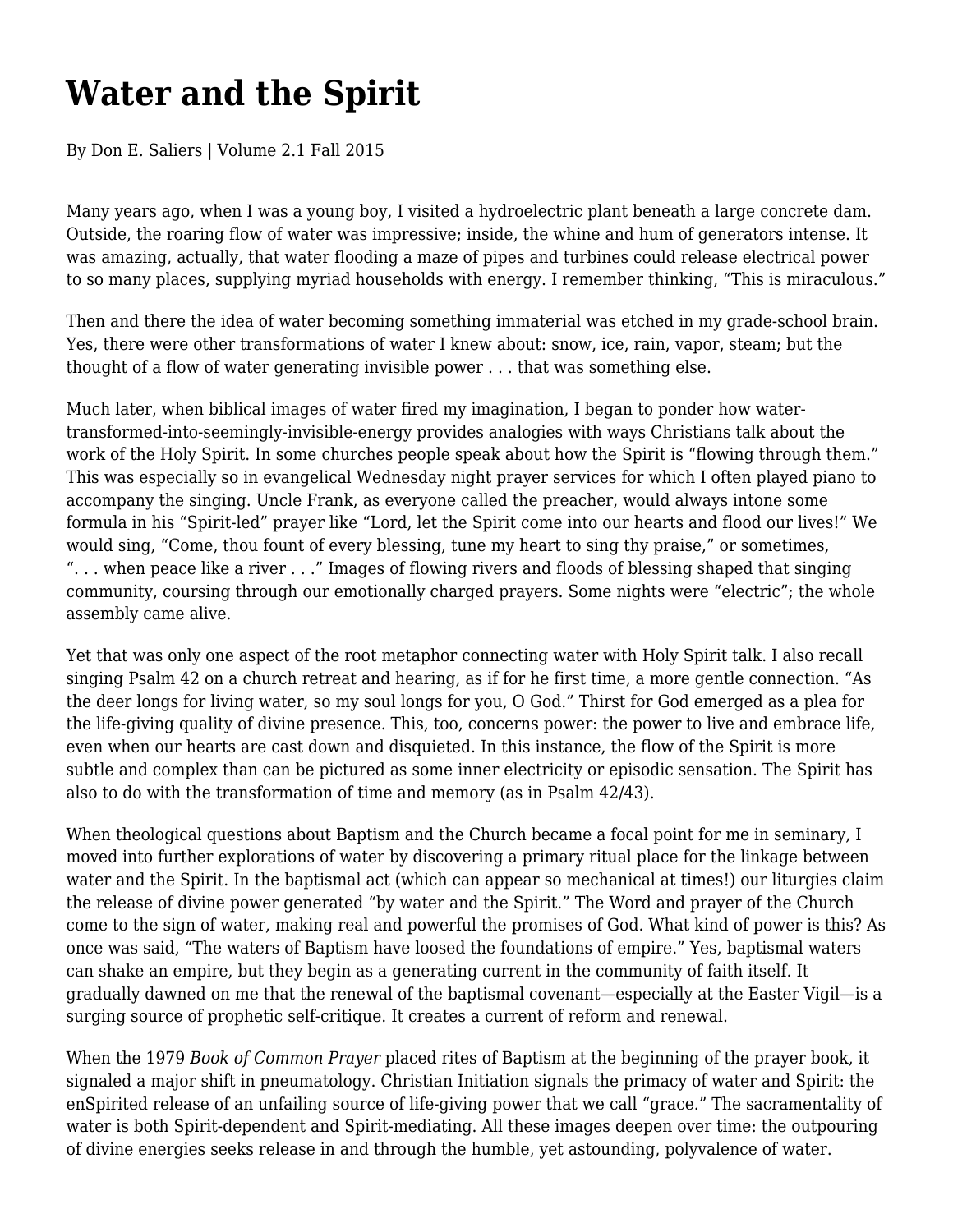# Water and the Spirit

By Don E. Saliers | Volume 2.1 Fall 2015

Many years ago, when I was a young boy, I visited a hydroelectric plant beneath a large concrete dam. Outside, the roaring flow of water was impressive; inside, the whine and hum of generators intense. It was amazing, actually, that water flooding a maze of pipes and turbines could release electrical power to so many places, supplying myriad households with energy. I remember thinking, “This is miraculous.”

Then and there the idea of water becoming something immaterial was etched in my grade-school brain. Yes, there were other transformations of water I knew about: snow, ice, rain, vapor, steam; but the thought of a flow of water generating invisible power . . . that was something else.

Much later, when biblical images of water fired my imagination, I began to ponder how water-transformed-into-seemingly-invisible-energy provides analogies with ways Christians talk about the work of the Holy Spirit. In some churches people speak about how the Spirit is “flowing through them.” This was especially so in evangelical Wednesday night prayer services for which I often played piano to accompany the singing. Uncle Frank, as everyone called the preacher, would always intone some formula in his “Spirit-led” prayer like “Lord, let the Spirit come into our hearts and flood our lives!” We would sing, “Come, thou fount of every blessing, tune my heart to sing thy praise,” or sometimes, “. . . when peace like a river . . .” Images of flowing rivers and floods of blessing shaped that singing community, coursing through our emotionally charged prayers. Some nights were “electric”; the whole assembly came alive.

Yet that was only one aspect of the root metaphor connecting water with Holy Spirit talk. I also recall singing Psalm 42 on a church retreat and hearing, as if for he first time, a more gentle connection. “As the deer longs for living water, so my soul longs for you, O God.” Thirst for God emerged as a plea for the life-giving quality of divine presence. This, too, concerns power: the power to live and embrace life, even when our hearts are cast down and disquieted. In this instance, the flow of the Spirit is more subtle and complex than can be pictured as some inner electricity or episodic sensation. The Spirit has also to do with the transformation of time and memory (as in Psalm 42/43).

When theological questions about Baptism and the Church became a focal point for me in seminary, I moved into further explorations of water by discovering a primary ritual place for the linkage between water and the Spirit. In the baptismal act (which can appear so mechanical at times!) our liturgies claim the release of divine power generated “by water and the Spirit.” The Word and prayer of the Church come to the sign of water, making real and powerful the promises of God. What kind of power is this? As once was said, “The waters of Baptism have loosed the foundations of empire.” Yes, baptismal waters can shake an empire, but they begin as a generating current in the community of faith itself. It gradually dawned on me that the renewal of the baptismal covenant—especially at the Easter Vigil—is a surging source of prophetic self-critique. It creates a current of reform and renewal.

When the 1979 *Book of Common Prayer* placed rites of Baptism at the beginning of the prayer book, it signaled a major shift in pneumatology. Christian Initiation signals the primacy of water and Spirit: the enSpirited release of an unfailing source of life-giving power that we call “grace.” The sacramentality of water is both Spirit-dependent and Spirit-mediating. All these images deepen over time: the outpouring of divine energies seeks release in and through the humble, yet astounding, polyvalence of water.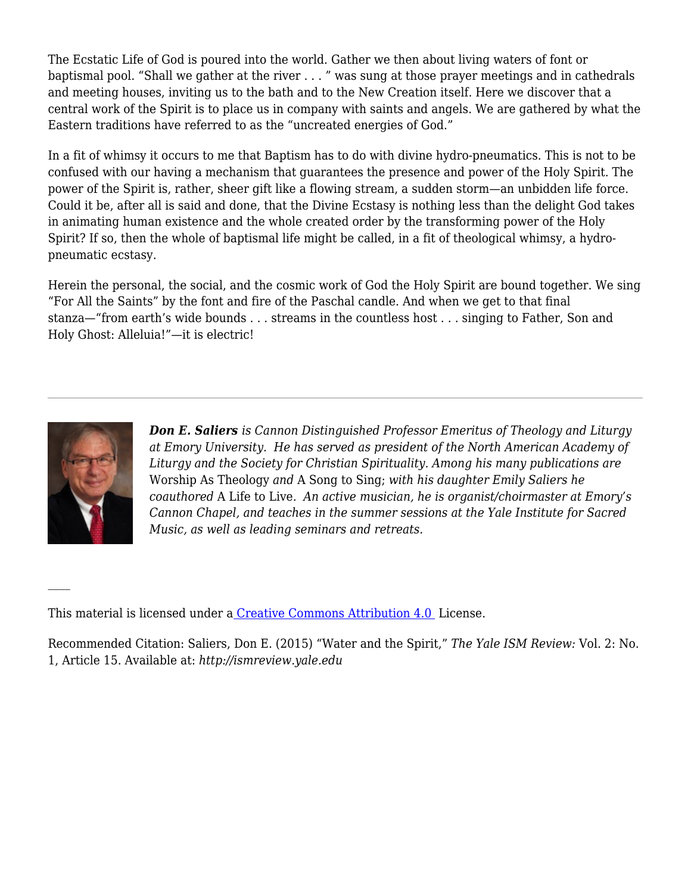The Ecstatic Life of God is poured into the world. Gather we then about living waters of font or baptismal pool. “Shall we gather at the river . . . ” was sung at those prayer meetings and in cathedrals and meeting houses, inviting us to the bath and to the New Creation itself. Here we discover that a central work of the Spirit is to place us in company with saints and angels. We are gathered by what the Eastern traditions have referred to as the “uncreated energies of God.”

In a fit of whimsy it occurs to me that Baptism has to do with divine hydro-pneumatics. This is not to be confused with our having a mechanism that guarantees the presence and power of the Holy Spirit. The power of the Spirit is, rather, sheer gift like a flowing stream, a sudden storm—an unbidden life force. Could it be, after all is said and done, that the Divine Ecstasy is nothing less than the delight God takes in animating human existence and the whole created order by the transforming power of the Holy Spirit? If so, then the whole of baptismal life might be called, in a fit of theological whimsy, a hydro-pneumatic ecstasy.

Herein the personal, the social, and the cosmic work of God the Holy Spirit are bound together. We sing “For All the Saints” by the font and fire of the Paschal candle. And when we get to that final stanza—“from earth’s wide bounds . . . streams in the countless host . . . singing to Father, Son and Holy Ghost: Alleluia!”—it is electric!

---

***Don E. Saliers*** *is Cannon Distinguished Professor Emeritus of Theology and Liturgy at Emory University. He has served as president of the North American Academy of Liturgy and the Society for Christian Spirituality. Among his many publications are* Worship As Theology *and* A Song to Sing; *with his daughter Emily Saliers he coauthored* A Life to Live. *An active musician, he is organist/choirmaster at Emory's Cannon Chapel, and teaches in the summer sessions at the Yale Institute for Sacred Music, as well as leading seminars and retreats.*

——

This material is licensed under a Creative Commons Attribution 4.0 License.

Recommended Citation: Saliers, Don E. (2015) “Water and the Spirit,” *The Yale ISM Review:* Vol. 2: No. 1, Article 15. Available at: *http://ismreview.yale.edu*